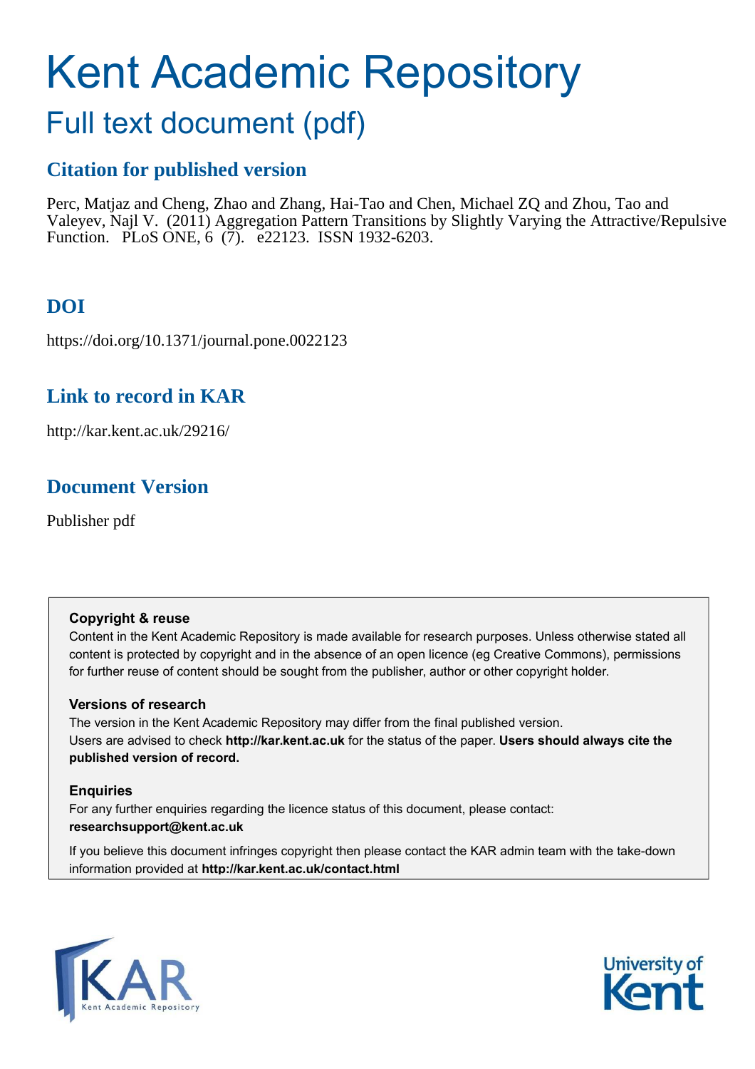# Kent Academic Repository

## Full text document (pdf)

### Citation for published version

Perc, Matjaz and Cheng, Zhao and Zhang, Hai-Tao and Chen, Michael ZQ and Zhou, Tao and Valeyev, Najl V. (2011) Aggregation Pattern Transitions by Slightly Varying the Attractive/Repulsive Function. PLoS ONE, 6 (7). e22123. ISSN 1932-6203.

### DOI

https://doi.org/10.1371/journal.pone.0022123

### Link to record in KAR

http://kar.kent.ac.uk/29216/

### Document Version

Publisher pdf

**Copyright & reuse**

Content in the Kent Academic Repository is made available for research purposes. Unless otherwise stated all content is protected by copyright and in the absence of an open licence (eg Creative Commons), permissions for further reuse of content should be sought from the publisher, author or other copyright holder.

**Versions of research**

The version in the Kent Academic Repository may differ from the final published version. Users are advised to check **http://kar.kent.ac.uk** for the status of the paper. **Users should always cite the published version of record.**

**Enquiries**

For any further enquiries regarding the licence status of this document, please contact: **researchsupport@kent.ac.uk**

If you believe this document infringes copyright then please contact the KAR admin team with the take-down information provided at **http://kar.kent.ac.uk/contact.html**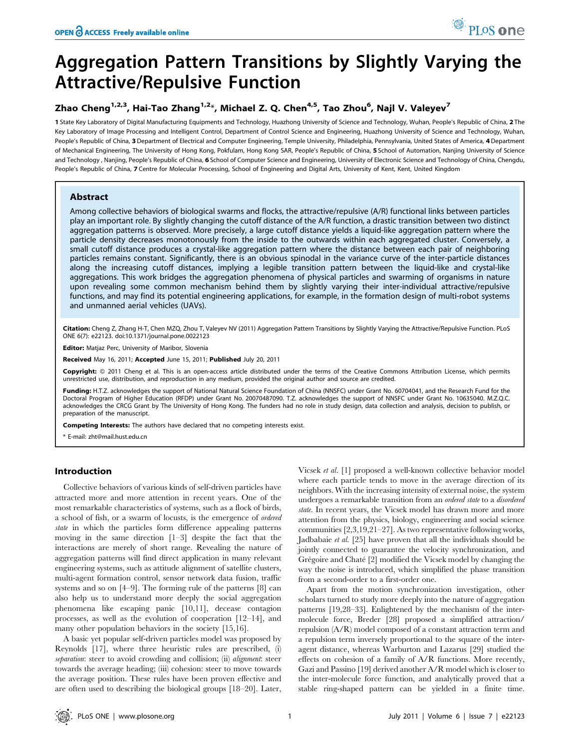# Aggregation Pattern Transitions by Slightly Varying the Attractive/Repulsive Function

## Zhao Cheng[1,2,3], Hai-Tao Zhang[1,2]*, Michael Z. Q. Chen[4,5], Tao Zhou[6], Najl V. Valeyev[7]

**1** State Key Laboratory of Digital Manufacturing Equipments and Technology, Huazhong University of Science and Technology, Wuhan, People's Republic of China, **2** The Key Laboratory of Image Processing and Intelligent Control, Department of Control Science and Engineering, Huazhong University of Science and Technology, Wuhan, People's Republic of China, **3** Department of Electrical and Computer Engineering, Temple University, Philadelphia, Pennsylvania, United States of America, **4** Department of Mechanical Engineering, The University of Hong Kong, Pokfulam, Hong Kong SAR, People's Republic of China, **5** School of Automation, Nanjing University of Science and Technology , Nanjing, People's Republic of China, **6** School of Computer Science and Engineering, University of Electronic Science and Technology of China, Chengdu, People's Republic of China, **7** Centre for Molecular Processing, School of Engineering and Digital Arts, University of Kent, Kent, United Kingdom

### Abstract

Among collective behaviors of biological swarms and flocks, the attractive/repulsive (A/R) functional links between particles play an important role. By slightly changing the cutoff distance of the A/R function, a drastic transition between two distinct aggregation patterns is observed. More precisely, a large cutoff distance yields a liquid-like aggregation pattern where the particle density decreases monotonously from the inside to the outwards within each aggregated cluster. Conversely, a small cutoff distance produces a crystal-like aggregation pattern where the distance between each pair of neighboring particles remains constant. Significantly, there is an obvious spinodal in the variance curve of the inter-particle distances along the increasing cutoff distances, implying a legible transition pattern between the liquid-like and crystal-like aggregations. This work bridges the aggregation phenomena of physical particles and swarming of organisms in nature upon revealing some common mechanism behind them by slightly varying their inter-individual attractive/repulsive functions, and may find its potential engineering applications, for example, in the formation design of multi-robot systems and unmanned aerial vehicles (UAVs).

**Citation:** Cheng Z, Zhang H-T, Chen MZQ, Zhou T, Valeyev NV (2011) Aggregation Pattern Transitions by Slightly Varying the Attractive/Repulsive Function. PLoS ONE 6(7): e22123. doi:10.1371/journal.pone.0022123

**Editor:** Matjaz Perc, University of Maribor, Slovenia

**Received** May 16, 2011; **Accepted** June 15, 2011; **Published** July 20, 2011

**Copyright:** © 2011 Cheng et al. This is an open-access article distributed under the terms of the Creative Commons Attribution License, which permits unrestricted use, distribution, and reproduction in any medium, provided the original author and source are credited.

**Funding:** H.T.Z. acknowledges the support of National Natural Science Foundation of China (NNSFC) under Grant No. 60704041, and the Research Fund for the Doctoral Program of Higher Education (RFDP) under Grant No. 20070487090. T.Z. acknowledges the support of NNSFC under Grant No. 10635040. M.Z.Q.C. acknowledges the CRCG Grant by The University of Hong Kong. The funders had no role in study design, data collection and analysis, decision to publish, or preparation of the manuscript.

**Competing Interests:** The authors have declared that no competing interests exist.

\* E-mail: zht@mail.hust.edu.cn

## Introduction

Collective behaviors of various kinds of self-driven particles have attracted more and more attention in recent years. One of the most remarkable characteristics of systems, such as a flock of birds, a school of fish, or a swarm of locusts, is the emergence of *ordered state* in which the particles form difference appealing patterns moving in the same direction [1–3] despite the fact that the interactions are merely of short range. Revealing the nature of aggregation patterns will find direct application in many relevant engineering systems, such as attitude alignment of satellite clusters, multi-agent formation control, sensor network data fusion, traffic systems and so on [4–9]. The forming rule of the patterns [8] can also help us to understand more deeply the social aggregation phenomena like escaping panic [10,11], decease contagion processes, as well as the evolution of cooperation [12–14], and many other population behaviors in the society [15,16].

A basic yet popular self-driven particles model was proposed by Reynolds [17], where three heuristic rules are prescribed, (i) *separation*: steer to avoid crowding and collision; (ii) *alignment*: steer towards the average heading; (iii) cohesion: steer to move towards the average position. These rules have been proven effective and are often used to describing the biological groups [18–20]. Later, Vicsek *et al.* [1] proposed a well-known collective behavior model where each particle tends to move in the average direction of its neighbors. With the increasing intensity of external noise, the system undergoes a remarkable transition from an *ordered state* to a *disordered state*. In recent years, the Vicsek model has drawn more and more attention from the physics, biology, engineering and social science communities [2,3,19,21–27]. As two representative following works, Jadbabaie *et al.* [25] have proven that all the individuals should be jointly connected to guarantee the velocity synchronization, and Grégoire and Chaté [2] modified the Vicsek model by changing the way the noise is introduced, which simplified the phase transition from a second-order to a first-order one.

Apart from the motion synchronization investigation, other scholars turned to study more deeply into the nature of aggregation patterns [19,28–33]. Enlightened by the mechanism of the inter-molecule force, Breder [28] proposed a simplified attraction/repulsion (A/R) model composed of a constant attraction term and a repulsion term inversely proportional to the square of the inter-agent distance, whereas Warburton and Lazarus [29] studied the effects on cohesion of a family of A/R functions. More recently, Gazi and Passino [19] derived another A/R model which is closer to the inter-molecule force function, and analytically proved that a stable ring-shaped pattern can be yielded in a finite time.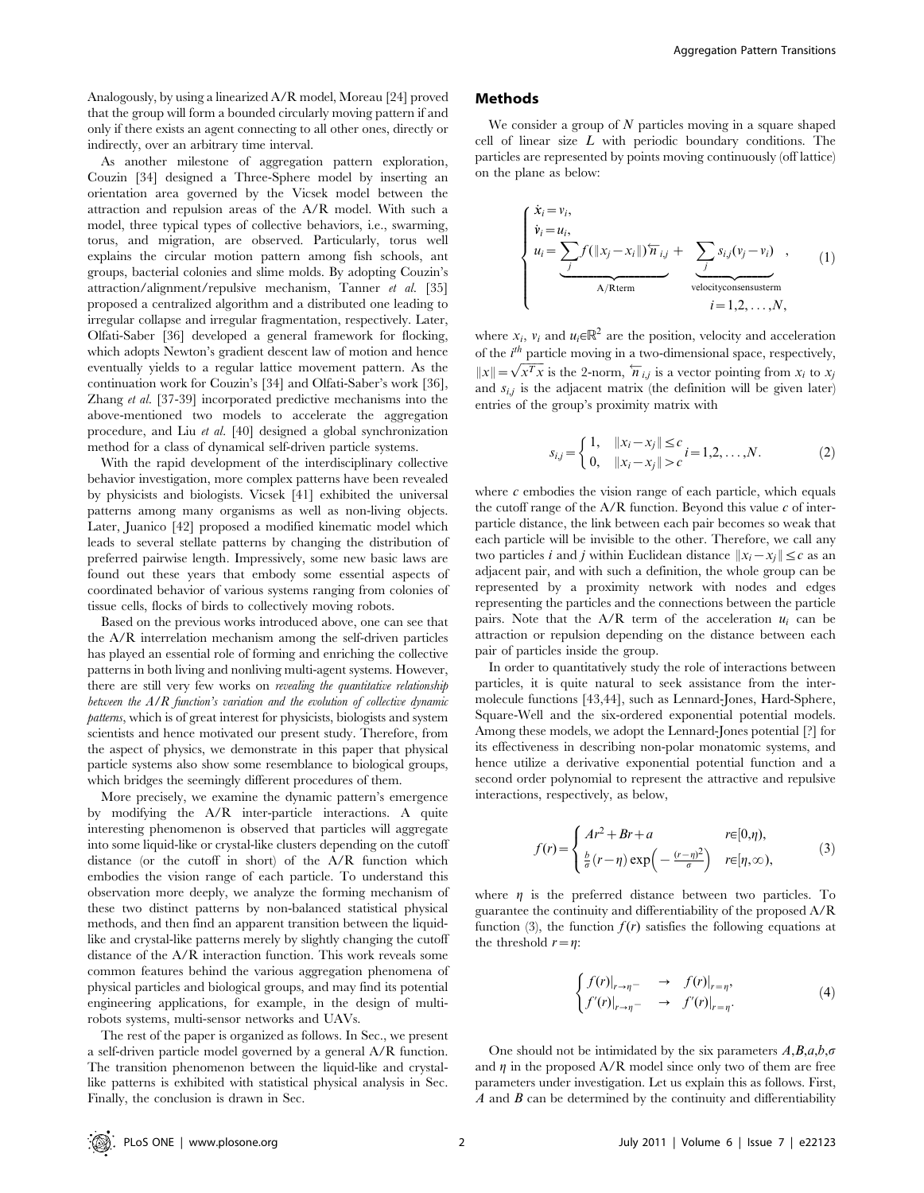Analogously, by using a linearized A/R model, Moreau [24] proved that the group will form a bounded circularly moving pattern if and only if there exists an agent connecting to all other ones, directly or indirectly, over an arbitrary time interval.

As another milestone of aggregation pattern exploration, Couzin [34] designed a Three-Sphere model by inserting an orientation area governed by the Vicsek model between the attraction and repulsion areas of the A/R model. With such a model, three typical types of collective behaviors, i.e., swarming, torus, and migration, are observed. Particularly, torus well explains the circular motion pattern among fish schools, ant groups, bacterial colonies and slime molds. By adopting Couzin's attraction/alignment/repulsive mechanism, Tanner *et al.* [35] proposed a centralized algorithm and a distributed one leading to irregular collapse and irregular fragmentation, respectively. Later, Olfati-Saber [36] developed a general framework for flocking, which adopts Newton's gradient descent law of motion and hence eventually yields to a regular lattice movement pattern. As the continuation work for Couzin's [34] and Olfati-Saber's work [36], Zhang *et al.* [37-39] incorporated predictive mechanisms into the above-mentioned two models to accelerate the aggregation procedure, and Liu *et al.* [40] designed a global synchronization method for a class of dynamical self-driven particle systems.

With the rapid development of the interdisciplinary collective behavior investigation, more complex patterns have been revealed by physicists and biologists. Vicsek [41] exhibited the universal patterns among many organisms as well as non-living objects. Later, Juanico [42] proposed a modified kinematic model which leads to several stellate patterns by changing the distribution of preferred pairwise length. Impressively, some new basic laws are found out these years that embody some essential aspects of coordinated behavior of various systems ranging from colonies of tissue cells, flocks of birds to collectively moving robots.

Based on the previous works introduced above, one can see that the A/R interrelation mechanism among the self-driven particles has played an essential role of forming and enriching the collective patterns in both living and nonliving multi-agent systems. However, there are still very few works on *revealing the quantitative relationship between the A/R function's variation and the evolution of collective dynamic patterns*, which is of great interest for physicists, biologists and system scientists and hence motivated our present study. Therefore, from the aspect of physics, we demonstrate in this paper that physical particle systems also show some resemblance to biological groups, which bridges the seemingly different procedures of them.

More precisely, we examine the dynamic pattern's emergence by modifying the A/R inter-particle interactions. A quite interesting phenomenon is observed that particles will aggregate into some liquid-like or crystal-like clusters depending on the cutoff distance (or the cutoff in short) of the A/R function which embodies the vision range of each particle. To understand this observation more deeply, we analyze the forming mechanism of these two distinct patterns by non-balanced statistical physical methods, and then find an apparent transition between the liquid-like and crystal-like patterns merely by slightly changing the cutoff distance of the A/R interaction function. This work reveals some common features behind the various aggregation phenomena of physical particles and biological groups, and may find its potential engineering applications, for example, in the design of multi-robots systems, multi-sensor networks and UAVs.

The rest of the paper is organized as follows. In Sec., we present a self-driven particle model governed by a general A/R function. The transition phenomenon between the liquid-like and crystal-like patterns is exhibited with statistical physical analysis in Sec. Finally, the conclusion is drawn in Sec.

## Methods

We consider a group of $N$ particles moving in a square shaped cell of linear size $L$ with periodic boundary conditions. The particles are represented by points moving continuously (off lattice) on the plane as below:

$$
\begin{cases}
\dot{x}_i = v_i, \\
\dot{v}_i = u_i, \\
u_i = \underbrace{\sum_j f(\|x_j - x_i\|)\overleftarrow{n}_{i,j}}_{\text{A/R term}} + \underbrace{\sum_j s_{i,j}(v_j - v_i)}_{\text{velocity consensus term}}, \\
\qquad\qquad\qquad\qquad\qquad i = 1,2,\ldots,N,
\end{cases}
\tag{1}
$$

where $x_i$, $v_i$ and $u_i \in \mathbb{R}^2$ are the position, velocity and acceleration of the $i^{th}$ particle moving in a two-dimensional space, respectively, $\|x\| = \sqrt{x^T x}$ is the 2-norm, $\overleftarrow{n}_{i,j}$ is a vector pointing from $x_i$ to $x_j$ and $s_{i,j}$ is the adjacent matrix (the definition will be given later) entries of the group's proximity matrix with

$$
s_{i,j} = \begin{cases} 1, & \|x_i - x_j\| \le c \\ 0, & \|x_i - x_j\| > c \end{cases} i = 1,2,\ldots,N.
\tag{2}
$$

where $c$ embodies the vision range of each particle, which equals the cutoff range of the A/R function. Beyond this value $c$ of inter-particle distance, the link between each pair becomes so weak that each particle will be invisible to the other. Therefore, we call any two particles $i$ and $j$ within Euclidean distance $\|x_i - x_j\| \le c$ as an adjacent pair, and with such a definition, the whole group can be represented by a proximity network with nodes and edges representing the particles and the connections between the particle pairs. Note that the A/R term of the acceleration $u_i$ can be attraction or repulsion depending on the distance between each pair of particles inside the group.

In order to quantitatively study the role of interactions between particles, it is quite natural to seek assistance from the inter-molecule functions [43,44], such as Lennard-Jones, Hard-Sphere, Square-Well and the six-ordered exponential potential models. Among these models, we adopt the Lennard-Jones potential [?] for its effectiveness in describing non-polar monatomic systems, and hence utilize a derivative exponential potential function and a second order polynomial to represent the attractive and repulsive interactions, respectively, as below,

$$
f(r) = \begin{cases} Ar^2 + Br + a & r \in [0,\eta), \\ \frac{b}{\sigma}(r-\eta)\exp\left(-\frac{(r-\eta)^2}{\sigma}\right) & r \in [\eta,\infty), \end{cases}
\tag{3}
$$

where $\eta$ is the preferred distance between two particles. To guarantee the continuity and differentiability of the proposed A/R function (3), the function $f(r)$ satisfies the following equations at the threshold $r = \eta$:

$$
\begin{cases} f(r)|_{r\to\eta^-} & \to \quad f(r)|_{r=\eta}, \\ f'(r)|_{r\to\eta^-} & \to \quad f'(r)|_{r=\eta}. \end{cases}
\tag{4}
$$

One should not be intimidated by the six parameters $A, B, a, b, \sigma$ and $\eta$ in the proposed A/R model since only two of them are free parameters under investigation. Let us explain this as follows. First, $A$ and $B$ can be determined by the continuity and differentiability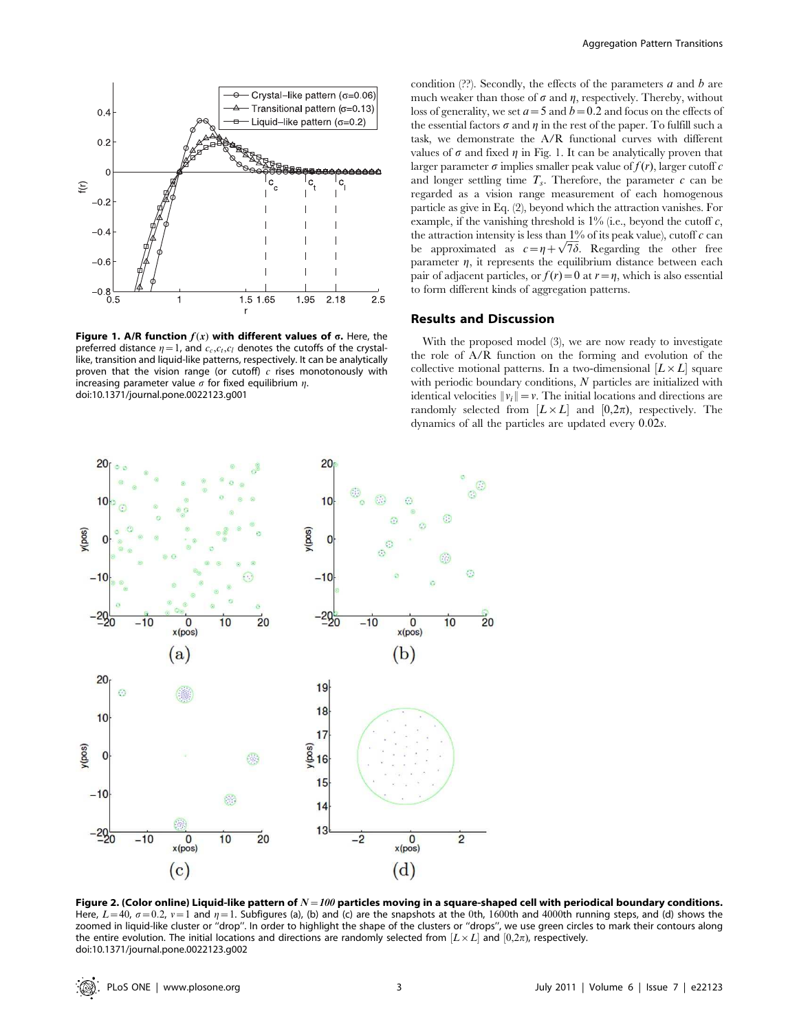condition (??). Secondly, the effects of the parameters $a$ and $b$ are much weaker than those of $\sigma$ and $\eta$, respectively. Thereby, without loss of generality, we set $a=5$ and $b=0.2$ and focus on the effects of the essential factors $\sigma$ and $\eta$ in the rest of the paper. To fulfill such a task, we demonstrate the A/R functional curves with different values of $\sigma$ and fixed $\eta$ in Fig. 1. It can be analytically proven that larger parameter $\sigma$ implies smaller peak value of $f(r)$, larger cutoff $c$ and longer settling time $T_s$. Therefore, the parameter $c$ can be regarded as a vision range measurement of each homogenous particle as give in Eq. (2), beyond which the attraction vanishes. For example, if the vanishing threshold is 1% (i.e., beyond the cutoff $c$, the attraction intensity is less than 1% of its peak value), cutoff $c$ can be approximated as $c=\eta+\sqrt{7}\delta$. Regarding the other free parameter $\eta$, it represents the equilibrium distance between each pair of adjacent particles, or $f(r)=0$ at $r=\eta$, which is also essential to form different kinds of aggregation patterns.

**Figure 1. A/R function $f(x)$ with different values of $\sigma$.** Here, the preferred distance $\eta=1$, and $c_c, c_t, c_l$ denotes the cutoffs of the crystal-like, transition and liquid-like patterns, respectively. It can be analytically proven that the vision range (or cutoff) $c$ rises monotonously with increasing parameter value $\sigma$ for fixed equilibrium $\eta$.
doi:10.1371/journal.pone.0022123.g001

## Results and Discussion

With the proposed model (3), we are now ready to investigate the role of A/R function on the forming and evolution of the collective motional patterns. In a two-dimensional $[L\times L]$ square with periodic boundary conditions, $N$ particles are initialized with identical velocities $\|v_i\|=v$. The initial locations and directions are randomly selected from $[L\times L]$ and $[0,2\pi)$, respectively. The dynamics of all the particles are updated every $0.02s$.

**Figure 2. (Color online) Liquid-like pattern of $N=100$ particles moving in a square-shaped cell with periodical boundary conditions.** Here, $L=40$, $\sigma=0.2$, $v=1$ and $\eta=1$. Subfigures (a), (b) and (c) are the snapshots at the 0th, 1600th and 4000th running steps, and (d) shows the zoomed in liquid-like cluster or "drop". In order to highlight the shape of the clusters or "drops", we use green circles to mark their contours along the entire evolution. The initial locations and directions are randomly selected from $[L\times L]$ and $[0,2\pi)$, respectively.
doi:10.1371/journal.pone.0022123.g002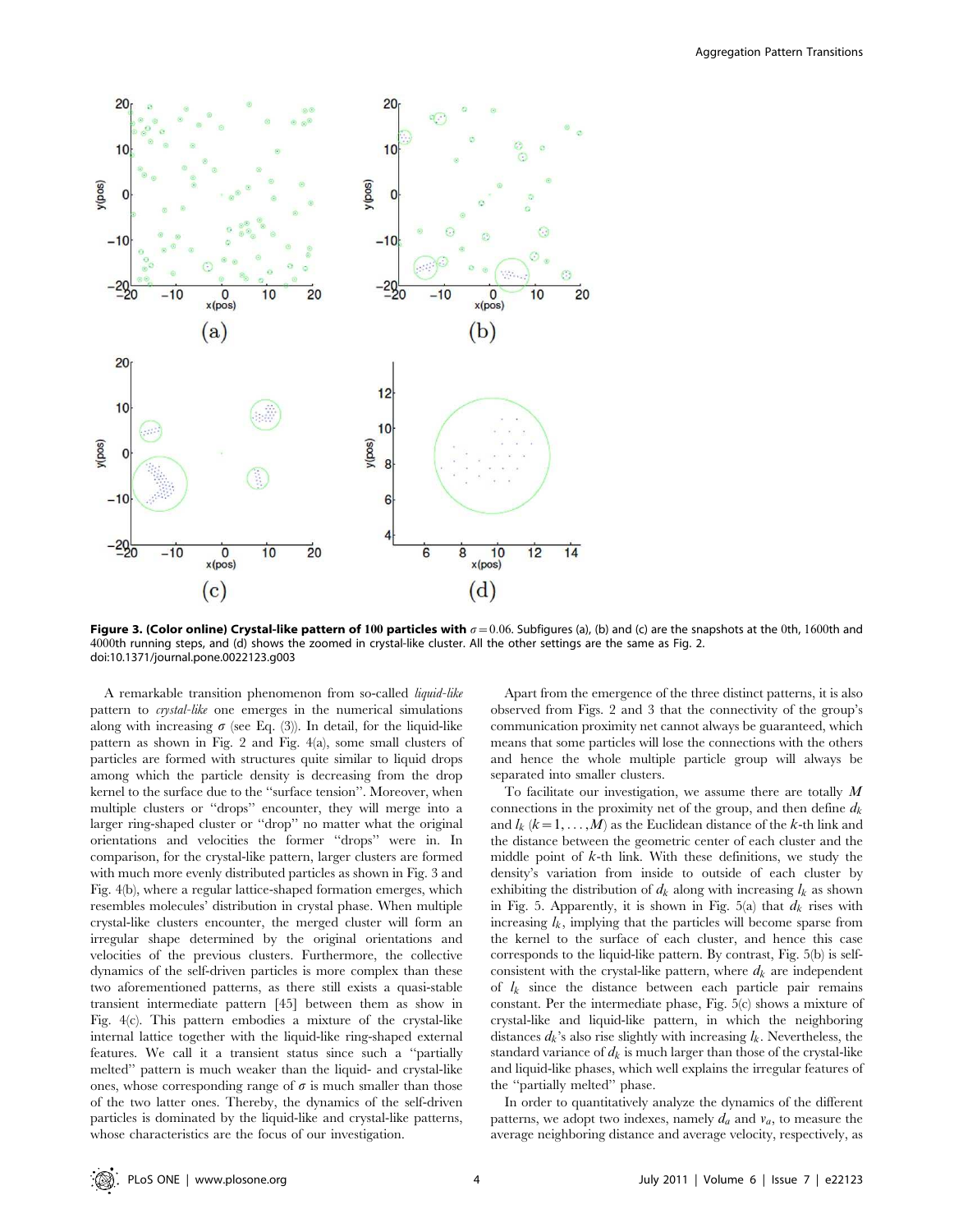**Figure 3. (Color online) Crystal-like pattern of 100 particles with $\sigma = 0.06$.** Subfigures (a), (b) and (c) are the snapshots at the 0th, 1600th and 4000th running steps, and (d) shows the zoomed in crystal-like cluster. All the other settings are the same as Fig. 2.
doi:10.1371/journal.pone.0022123.g003

A remarkable transition phenomenon from so-called *liquid-like* pattern to *crystal-like* one emerges in the numerical simulations along with increasing $\sigma$ (see Eq. (3)). In detail, for the liquid-like pattern as shown in Fig. 2 and Fig. 4(a), some small clusters of particles are formed with structures quite similar to liquid drops among which the particle density is decreasing from the drop kernel to the surface due to the "surface tension". Moreover, when multiple clusters or "drops" encounter, they will merge into a larger ring-shaped cluster or "drop" no matter what the original orientations and velocities the former "drops" were in. In comparison, for the crystal-like pattern, larger clusters are formed with much more evenly distributed particles as shown in Fig. 3 and Fig. 4(b), where a regular lattice-shaped formation emerges, which resembles molecules' distribution in crystal phase. When multiple crystal-like clusters encounter, the merged cluster will form an irregular shape determined by the original orientations and velocities of the previous clusters. Furthermore, the collective dynamics of the self-driven particles is more complex than these two aforementioned patterns, as there still exists a quasi-stable transient intermediate pattern [45] between them as show in Fig. 4(c). This pattern embodies a mixture of the crystal-like internal lattice together with the liquid-like ring-shaped external features. We call it a transient status since such a "partially melted" pattern is much weaker than the liquid- and crystal-like ones, whose corresponding range of $\sigma$ is much smaller than those of the two latter ones. Thereby, the dynamics of the self-driven particles is dominated by the liquid-like and crystal-like patterns, whose characteristics are the focus of our investigation.

Apart from the emergence of the three distinct patterns, it is also observed from Figs. 2 and 3 that the connectivity of the group's communication proximity net cannot always be guaranteed, which means that some particles will lose the connections with the others and hence the whole multiple particle group will always be separated into smaller clusters.

To facilitate our investigation, we assume there are totally $M$ connections in the proximity net of the group, and then define $d_k$ and $l_k$ ($k = 1, \ldots, M$) as the Euclidean distance of the $k$-th link and the distance between the geometric center of each cluster and the middle point of $k$-th link. With these definitions, we study the density's variation from inside to outside of each cluster by exhibiting the distribution of $d_k$ along with increasing $l_k$ as shown in Fig. 5. Apparently, it is shown in Fig. 5(a) that $d_k$ rises with increasing $l_k$, implying that the particles will become sparse from the kernel to the surface of each cluster, and hence this case corresponds to the liquid-like pattern. By contrast, Fig. 5(b) is self-consistent with the crystal-like pattern, where $d_k$ are independent of $l_k$ since the distance between each particle pair remains constant. Per the intermediate phase, Fig. 5(c) shows a mixture of crystal-like and liquid-like pattern, in which the neighboring distances $d_k$'s also rise slightly with increasing $l_k$. Nevertheless, the standard variance of $d_k$ is much larger than those of the crystal-like and liquid-like phases, which well explains the irregular features of the "partially melted" phase.

In order to quantitatively analyze the dynamics of the different patterns, we adopt two indexes, namely $d_a$ and $v_a$, to measure the average neighboring distance and average velocity, respectively, as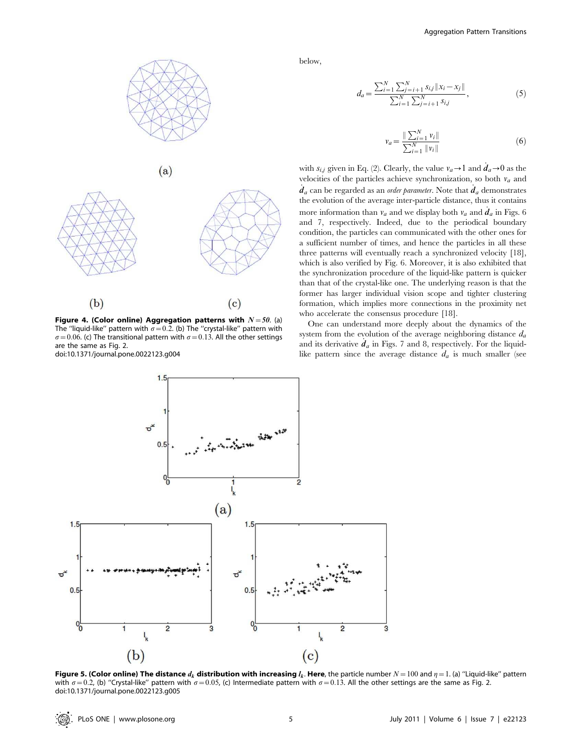below,

$$d_a = \frac{\sum_{i=1}^{N}\sum_{j=i+1}^{N} s_{i,j}\|x_i - x_j\|}{\sum_{i=1}^{N}\sum_{j=i+1}^{N} s_{i,j}}, \tag{5}$$

$$v_a = \frac{\|\sum_{i=1}^{N} v_i\|}{\sum_{i=1}^{N}\|v_i\|} \tag{6}$$

with $s_{i,j}$ given in Eq. (2). Clearly, the value $v_a \to 1$ and $\dot{d}_a \to 0$ as the velocities of the particles achieve synchronization, so both $v_a$ and $\dot{d}_a$ can be regarded as an *order parameter*. Note that $\dot{d}_a$ demonstrates the evolution of the average inter-particle distance, thus it contains more information than $v_a$ and we display both $v_a$ and $\dot{d}_a$ in Figs. 6 and 7, respectively. Indeed, due to the periodical boundary condition, the particles can communicated with the other ones for a sufficient number of times, and hence the particles in all these three patterns will eventually reach a synchronized velocity [18], which is also verified by Fig. 6. Moreover, it is also exhibited that the synchronization procedure of the liquid-like pattern is quicker than that of the crystal-like one. The underlying reason is that the former has larger individual vision scope and tighter clustering formation, which implies more connections in the proximity net who accelerate the consensus procedure [18].

One can understand more deeply about the dynamics of the system from the evolution of the average neighboring distance $d_a$ and its derivative $\dot{d}_a$ in Figs. 7 and 8, respectively. For the liquid-like pattern since the average distance $d_a$ is much smaller (see

**Figure 4. (Color online) Aggregation patterns with $N = 50$.** (a) The "liquid-like" pattern with $\sigma = 0.2$. (b) The "crystal-like" pattern with $\sigma = 0.06$. (c) The transitional pattern with $\sigma = 0.13$. All the other settings are the same as Fig. 2.
doi:10.1371/journal.pone.0022123.g004

**Figure 5. (Color online) The distance $d_k$ distribution with increasing $l_k$. Here**, the particle number $N = 100$ and $\eta = 1$. (a) "Liquid-like" pattern with $\sigma = 0.2$, (b) "Crystal-like" pattern with $\sigma = 0.05$, (c) Intermediate pattern with $\sigma = 0.13$. All the other settings are the same as Fig. 2.
doi:10.1371/journal.pone.0022123.g005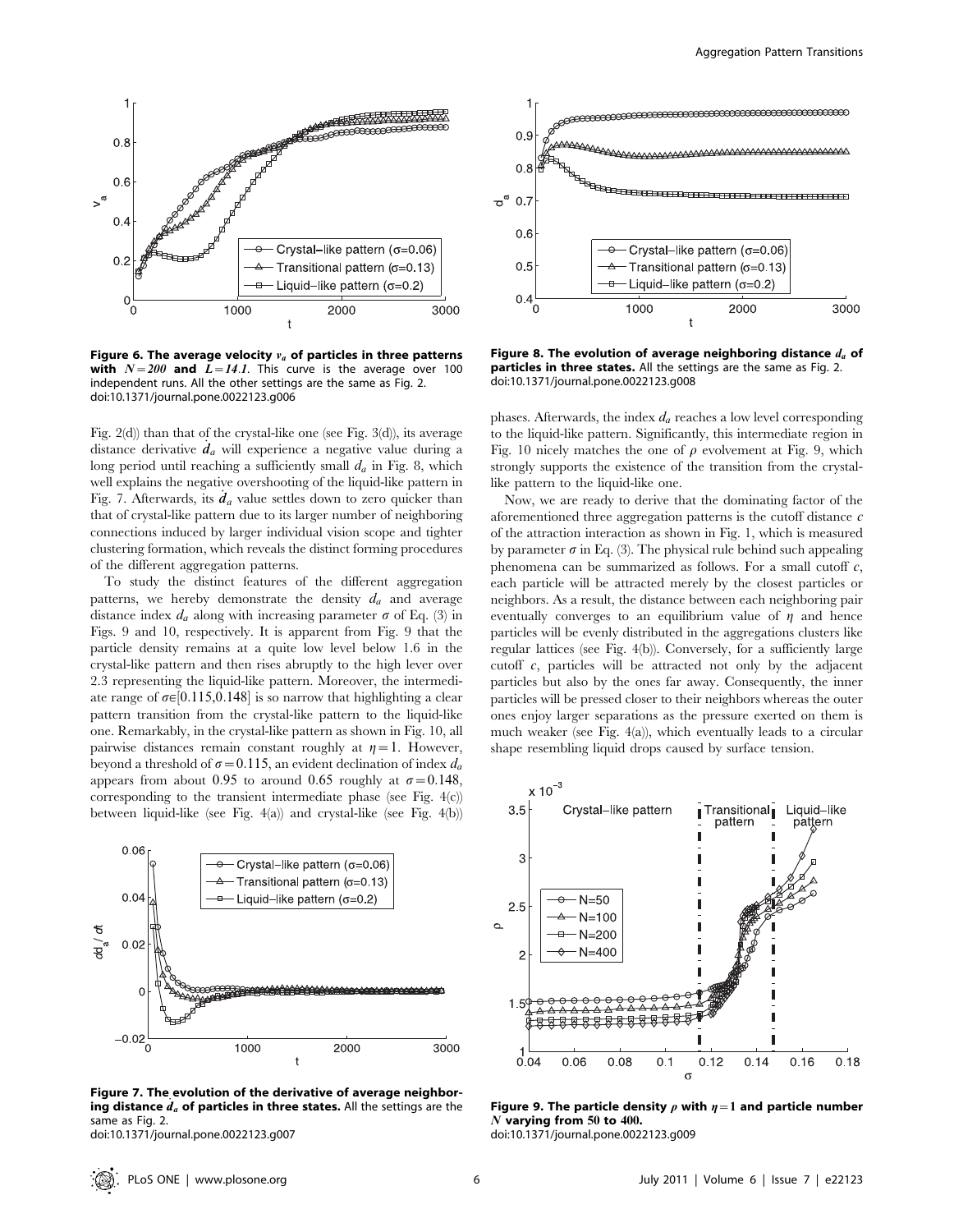Figure 6. The average velocity $v_a$ of particles in three patterns with $N = 200$ and $L = 14.1$. This curve is the average over 100 independent runs. All the other settings are the same as Fig. 2.
doi:10.1371/journal.pone.0022123.g006

Figure 8. The evolution of average neighboring distance $d_a$ of particles in three states. All the settings are the same as Fig. 2.
doi:10.1371/journal.pone.0022123.g008

Fig. 2(d)) than that of the crystal-like one (see Fig. 3(d)), its average distance derivative $\dot{d}_a$ will experience a negative value during a long period until reaching a sufficiently small $d_a$ in Fig. 8, which well explains the negative overshooting of the liquid-like pattern in Fig. 7. Afterwards, its $\dot{d}_a$ value settles down to zero quicker than that of crystal-like pattern due to its larger number of neighboring connections induced by larger individual vision scope and tighter clustering formation, which reveals the distinct forming procedures of the different aggregation patterns.

To study the distinct features of the different aggregation patterns, we hereby demonstrate the density $d_a$ and average distance index $d_a$ along with increasing parameter $\sigma$ of Eq. (3) in Figs. 9 and 10, respectively. It is apparent from Fig. 9 that the particle density remains at a quite low level below 1.6 in the crystal-like pattern and then rises abruptly to the high lever over 2.3 representing the liquid-like pattern. Moreover, the intermediate range of $\sigma \in [0.115, 0.148]$ is so narrow that highlighting a clear pattern transition from the crystal-like pattern to the liquid-like one. Remarkably, in the crystal-like pattern as shown in Fig. 10, all pairwise distances remain constant roughly at $\eta = 1$. However, beyond a threshold of $\sigma = 0.115$, an evident declination of index $d_a$ appears from about 0.95 to around 0.65 roughly at $\sigma = 0.148$, corresponding to the transient intermediate phase (see Fig. 4(c)) between liquid-like (see Fig. 4(a)) and crystal-like (see Fig. 4(b)) phases. Afterwards, the index $d_a$ reaches a low level corresponding to the liquid-like pattern. Significantly, this intermediate region in Fig. 10 nicely matches the one of $\rho$ evolvement at Fig. 9, which strongly supports the existence of the transition from the crystal-like pattern to the liquid-like one.

Now, we are ready to derive that the dominating factor of the aforementioned three aggregation patterns is the cutoff distance $c$ of the attraction interaction as shown in Fig. 1, which is measured by parameter $\sigma$ in Eq. (3). The physical rule behind such appealing phenomena can be summarized as follows. For a small cutoff $c$, each particle will be attracted merely by the closest particles or neighbors. As a result, the distance between each neighboring pair eventually converges to an equilibrium value of $\eta$ and hence particles will be evenly distributed in the aggregations clusters like regular lattices (see Fig. 4(b)). Conversely, for a sufficiently large cutoff $c$, particles will be attracted not only by the adjacent particles but also by the ones far away. Consequently, the inner particles will be pressed closer to their neighbors whereas the outer ones enjoy larger separations as the pressure exerted on them is much weaker (see Fig. 4(a)), which eventually leads to a circular shape resembling liquid drops caused by surface tension.

Figure 7. The evolution of the derivative of average neighboring distance $\dot{d}_a$ of particles in three states. All the settings are the same as Fig. 2.
doi:10.1371/journal.pone.0022123.g007

Figure 9. The particle density $\rho$ with $\eta = 1$ and particle number $N$ varying from 50 to 400.
doi:10.1371/journal.pone.0022123.g009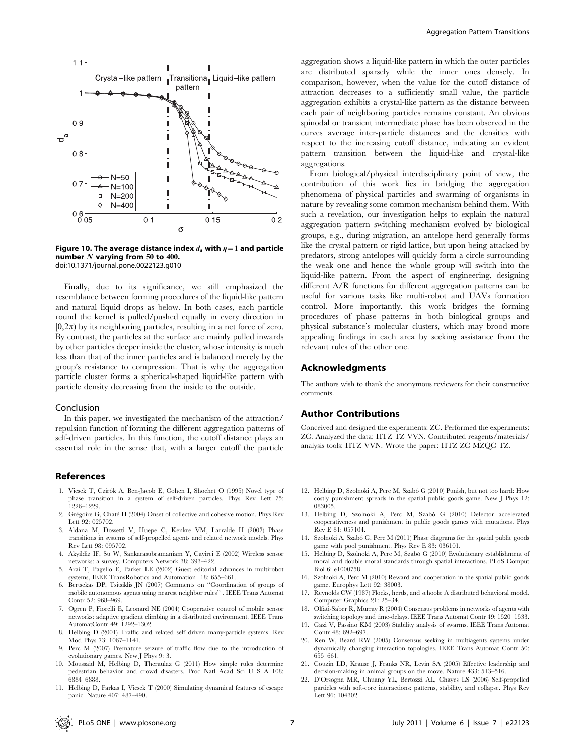**Figure 10. The average distance index $d_a$ with $\eta = 1$ and particle number $N$ varying from 50 to 400.**
doi:10.1371/journal.pone.0022123.g010

Finally, due to its significance, we still emphasized the resemblance between forming procedures of the liquid-like pattern and natural liquid drops as below. In both cases, each particle round the kernel is pulled/pushed equally in every direction in $[0,2\pi)$ by its neighboring particles, resulting in a net force of zero. By contrast, the particles at the surface are mainly pulled inwards by other particles deeper inside the cluster, whose intensity is much less than that of the inner particles and is balanced merely by the group's resistance to compression. That is why the aggregation particle cluster forms a spherical-shaped liquid-like pattern with particle density decreasing from the inside to the outside.

## Conclusion

In this paper, we investigated the mechanism of the attraction/repulsion function of forming the different aggregation patterns of self-driven particles. In this function, the cutoff distance plays an essential role in the sense that, with a larger cutoff the particle aggregation shows a liquid-like pattern in which the outer particles are distributed sparsely while the inner ones densely. In comparison, however, when the value for the cutoff distance of attraction decreases to a sufficiently small value, the particle aggregation exhibits a crystal-like pattern as the distance between each pair of neighboring particles remains constant. An obvious spinodal or transient intermediate phase has been observed in the curves average inter-particle distances and the densities with respect to the increasing cutoff distance, indicating an evident pattern transition between the liquid-like and crystal-like aggregations.

From biological/physical interdisciplinary point of view, the contribution of this work lies in bridging the aggregation phenomena of physical particles and swarming of organisms in nature by revealing some common mechanism behind them. With such a revelation, our investigation helps to explain the natural aggregation pattern switching mechanism evolved by biological groups, e.g., during migration, an antelope herd generally forms like the crystal pattern or rigid lattice, but upon being attacked by predators, strong antelopes will quickly form a circle surrounding the weak one and hence the whole group will switch into the liquid-like pattern. From the aspect of engineering, designing different A/R functions for different aggregation patterns can be useful for various tasks like multi-robot and UAVs formation control. More importantly, this work bridges the forming procedures of phase patterns in both biological groups and physical substance's molecular clusters, which may brood more appealing findings in each area by seeking assistance from the relevant rules of the other one.

## Acknowledgments

The authors wish to thank the anonymous reviewers for their constructive comments.

## Author Contributions

Conceived and designed the experiments: ZC. Performed the experiments: ZC. Analyzed the data: HTZ TZ VVN. Contributed reagents/materials/analysis tools: HTZ VVN. Wrote the paper: HTZ ZC MZQC TZ.

## References

1. Vicsek T, Czirók A, Ben-Jacob E, Cohen I, Shochet O (1995) Novel type of phase transition in a system of self-driven particles. Phys Rev Lett 75: 1226–1229.
2. Grégoire G, Chaté H (2004) Onset of collective and cohesive motion. Phys Rev Lett 92: 025702.
3. Aldana M, Dossetti V, Huepe C, Kenkre VM, Larralde H (2007) Phase transitions in systems of self-propelled agents and related network models. Phys Rev Lett 98: 095702.
4. Akyildiz IF, Su W, Sankarasubramaniam Y, Cayirci E (2002) Wireless sensor networks: a survey. Computers Network 38: 393–422.
5. Arai T, Pagello E, Parker LE (2002) Guest editorial advances in multirobot systems, IEEE TransRobotics and Automation 18: 655–661.
6. Bertsekas DP, Tsitsiklis JN (2007) Comments on "Coordination of groups of mobile autonomous agents using nearest neighbor rules". IEEE Trans Automat Contr 52: 968–969.
7. Ogren P, Fiorelli E, Leonard NE (2004) Cooperative control of mobile sensor networks: adaptive gradient climbing in a distributed environment. IEEE Trans AutomatContr 49: 1292–1302.
8. Helbing D (2001) Traffic and related self driven many-particle systems. Rev Mod Phys 73: 1067–1141.
9. Perc M (2007) Premature seizure of traffic flow due to the introduction of evolutionary games. New J Phys 9: 3.
10. Moussaid M, Helbing D, Theraulaz G (2011) How simple rules determine pedestrian behavior and crowd disasters. Proc Natl Acad Sci U S A 108: 6884–6888.
11. Helbing D, Farkas I, Vicsek T (2000) Simulating dynamical features of escape panic. Nature 407: 487–490.
12. Helbing D, Szolnoki A, Perc M, Szabó G (2010) Punish, but not too hard: How costly punishment spreads in the spatial public goods game. New J Phys 12: 083005.
13. Helbing D, Szolnoki A, Perc M, Szabó G (2010) Defector accelerated cooperativeness and punishment in public goods games with mutations. Phys Rev E 81: 057104.
14. Szolnoki A, Szabó G, Perc M (2011) Phase diagrams for the spatial public goods game with pool punishment. Phys Rev E 83: 036101.
15. Helbing D, Szolnoki A, Perc M, Szabó G (2010) Evolutionary establishment of moral and double moral standards through spatial interactions. PLoS Comput Biol 6: e1000758.
16. Szolnoki A, Perc M (2010) Reward and cooperation in the spatial public goods game. Europhys Lett 92: 38003.
17. Reynolds CW (1987) Flocks, herds, and schools: A distributed behavioral model. Computer Graphics 21: 25–34.
18. Olfati-Saber R, Murray R (2004) Consensus problems in networks of agents with switching topology and time-delays. IEEE Trans Automat Contr 49: 1520–1533.
19. Gazi V, Passino KM (2003) Stability analysis of swarms. IEEE Trans Automat Contr 48: 692–697.
20. Ren W, Beard RW (2005) Consensus seeking in multiagents systems under dynamically changing interaction topologies. IEEE Trans Automat Contr 50: 655–661.
21. Couzin LD, Krause J, Franks NR, Levin SA (2005) Effective leadership and decision-making in animal groups on the move. Nature 433: 513–516.
22. D'Orsogna MR, Chuang YL, Bertozzi AL, Chayes LS (2006) Self-propelled particles with soft-core interactions: patterns, stability, and collapse. Phys Rev Lett 96: 104302.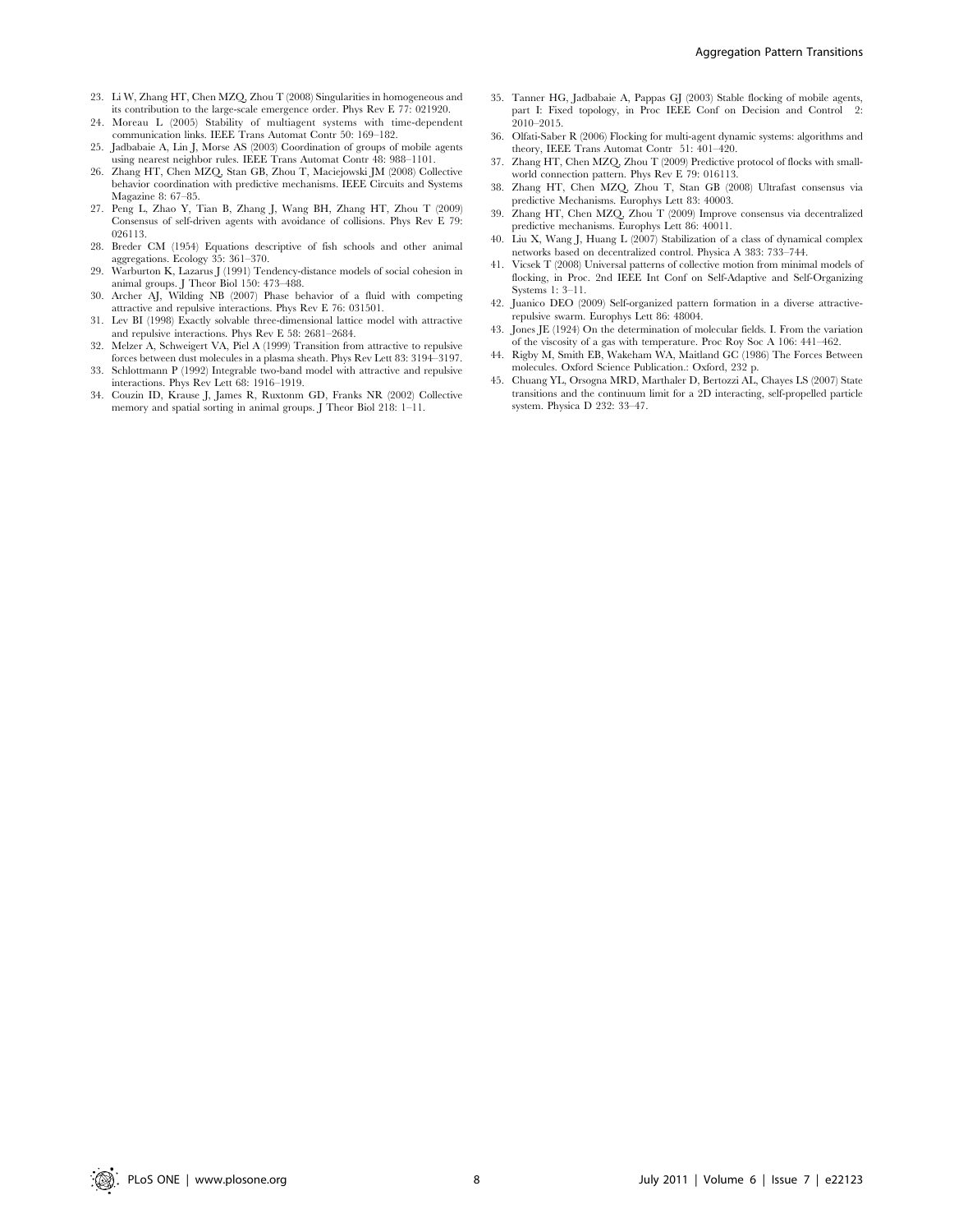23. Li W, Zhang HT, Chen MZQ, Zhou T (2008) Singularities in homogeneous and its contribution to the large-scale emergence order. Phys Rev E 77: 021920.
24. Moreau L (2005) Stability of multiagent systems with time-dependent communication links. IEEE Trans Automat Contr 50: 169–182.
25. Jadbabaie A, Lin J, Morse AS (2003) Coordination of groups of mobile agents using nearest neighbor rules. IEEE Trans Automat Contr 48: 988–1101.
26. Zhang HT, Chen MZQ, Stan GB, Zhou T, Maciejowski JM (2008) Collective behavior coordination with predictive mechanisms. IEEE Circuits and Systems Magazine 8: 67–85.
27. Peng L, Zhao Y, Tian B, Zhang J, Wang BH, Zhang HT, Zhou T (2009) Consensus of self-driven agents with avoidance of collisions. Phys Rev E 79: 026113.
28. Breder CM (1954) Equations descriptive of fish schools and other animal aggregations. Ecology 35: 361–370.
29. Warburton K, Lazarus J (1991) Tendency-distance models of social cohesion in animal groups. J Theor Biol 150: 473–488.
30. Archer AJ, Wilding NB (2007) Phase behavior of a fluid with competing attractive and repulsive interactions. Phys Rev E 76: 031501.
31. Lev BI (1998) Exactly solvable three-dimensional lattice model with attractive and repulsive interactions. Phys Rev E 58: 2681–2684.
32. Melzer A, Schweigert VA, Piel A (1999) Transition from attractive to repulsive forces between dust molecules in a plasma sheath. Phys Rev Lett 83: 3194–3197.
33. Schlottmann P (1992) Integrable two-band model with attractive and repulsive interactions. Phys Rev Lett 68: 1916–1919.
34. Couzin ID, Krause J, James R, Ruxtonm GD, Franks NR (2002) Collective memory and spatial sorting in animal groups. J Theor Biol 218: 1–11.
35. Tanner HG, Jadbabaie A, Pappas GJ (2003) Stable flocking of mobile agents, part I: Fixed topology, in Proc IEEE Conf on Decision and Control 2: 2010–2015.
36. Olfati-Saber R (2006) Flocking for multi-agent dynamic systems: algorithms and theory, IEEE Trans Automat Contr 51: 401–420.
37. Zhang HT, Chen MZQ, Zhou T (2009) Predictive protocol of flocks with small-world connection pattern. Phys Rev E 79: 016113.
38. Zhang HT, Chen MZQ, Zhou T, Stan GB (2008) Ultrafast consensus via predictive Mechanisms. Europhys Lett 83: 40003.
39. Zhang HT, Chen MZQ, Zhou T (2009) Improve consensus via decentralized predictive mechanisms. Europhys Lett 86: 40011.
40. Liu X, Wang J, Huang L (2007) Stabilization of a class of dynamical complex networks based on decentralized control. Physica A 383: 733–744.
41. Vicsek T (2008) Universal patterns of collective motion from minimal models of flocking, in Proc. 2nd IEEE Int Conf on Self-Adaptive and Self-Organizing Systems 1: 3–11.
42. Juanico DEO (2009) Self-organized pattern formation in a diverse attractive-repulsive swarm. Europhys Lett 86: 48004.
43. Jones JE (1924) On the determination of molecular fields. I. From the variation of the viscosity of a gas with temperature. Proc Roy Soc A 106: 441–462.
44. Rigby M, Smith EB, Wakeham WA, Maitland GC (1986) The Forces Between molecules. Oxford Science Publication.: Oxford, 232 p.
45. Chuang YL, Orsogna MRD, Marthaler D, Bertozzi AL, Chayes LS (2007) State transitions and the continuum limit for a 2D interacting, self-propelled particle system. Physica D 232: 33–47.